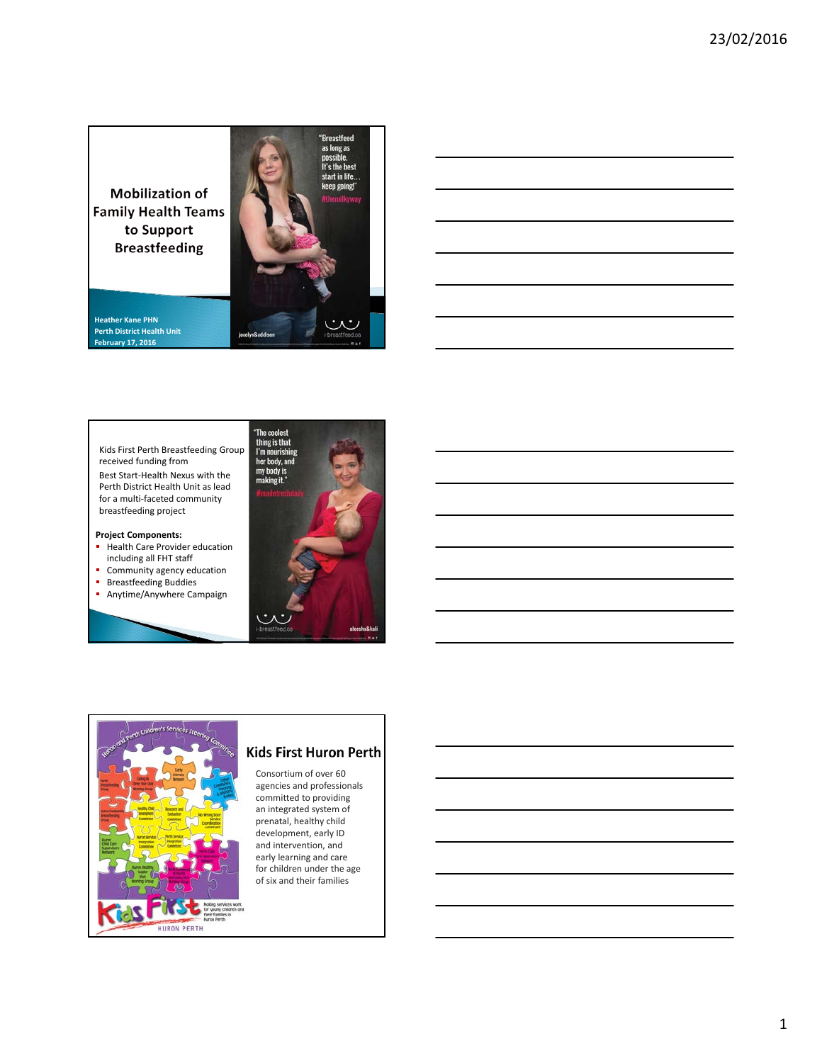# Mobilization of Family Health Teams to Support Breastfeeding

Heather Kane PHN
Perth District Health Unit
February 17, 2016

Kids First Perth Breastfeeding Group received funding from Best Start-Health Nexus with the Perth District Health Unit as lead for a multi-faceted community breastfeeding project

**Project Components:**

- Health Care Provider education including all FHT staff
- Community agency education
- Breastfeeding Buddies
- Anytime/Anywhere Campaign

## Kids First Huron Perth

Consortium of over 60 agencies and professionals committed to providing an integrated system of prenatal, healthy child development, early ID and intervention, and early learning and care for children under the age of six and their families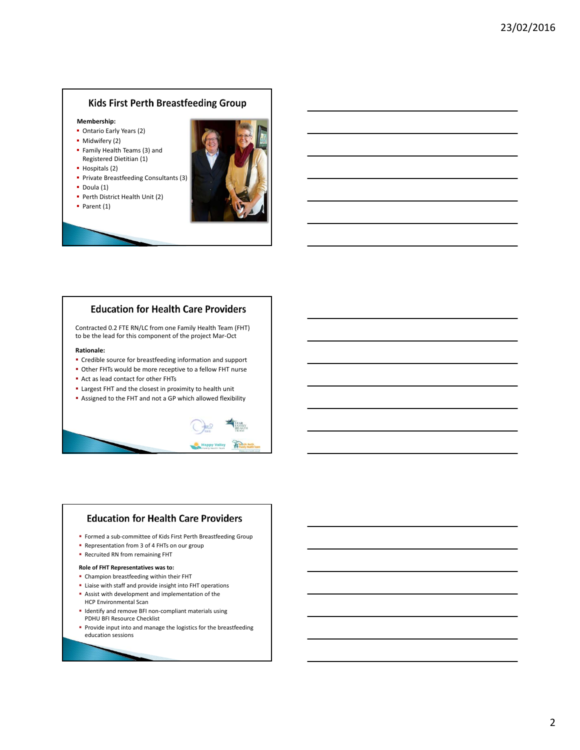## Kids First Perth Breastfeeding Group

**Membership:**

- Ontario Early Years (2)
- Midwifery (2)
- Family Health Teams (3) and Registered Dietitian (1)
- Hospitals (2)
- Private Breastfeeding Consultants (3)
- Doula (1)
- Perth District Health Unit (2)
- Parent (1)

## Education for Health Care Providers

Contracted 0.2 FTE RN/LC from one Family Health Team (FHT) to be the lead for this component of the project Mar-Oct

**Rationale:**

- Credible source for breastfeeding information and support
- Other FHTs would be more receptive to a fellow FHT nurse
- Act as lead contact for other FHTs
- Largest FHT and the closest in proximity to health unit
- Assigned to the FHT and not a GP which allowed flexibility

## Education for Health Care Providers

- Formed a sub-committee of Kids First Perth Breastfeeding Group
- Representation from 3 of 4 FHTs on our group
- Recruited RN from remaining FHT

**Role of FHT Representatives was to:**

- Champion breastfeeding within their FHT
- Liaise with staff and provide insight into FHT operations
- Assist with development and implementation of the HCP Environmental Scan
- Identify and remove BFI non-compliant materials using PDHU BFI Resource Checklist
- Provide input into and manage the logistics for the breastfeeding education sessions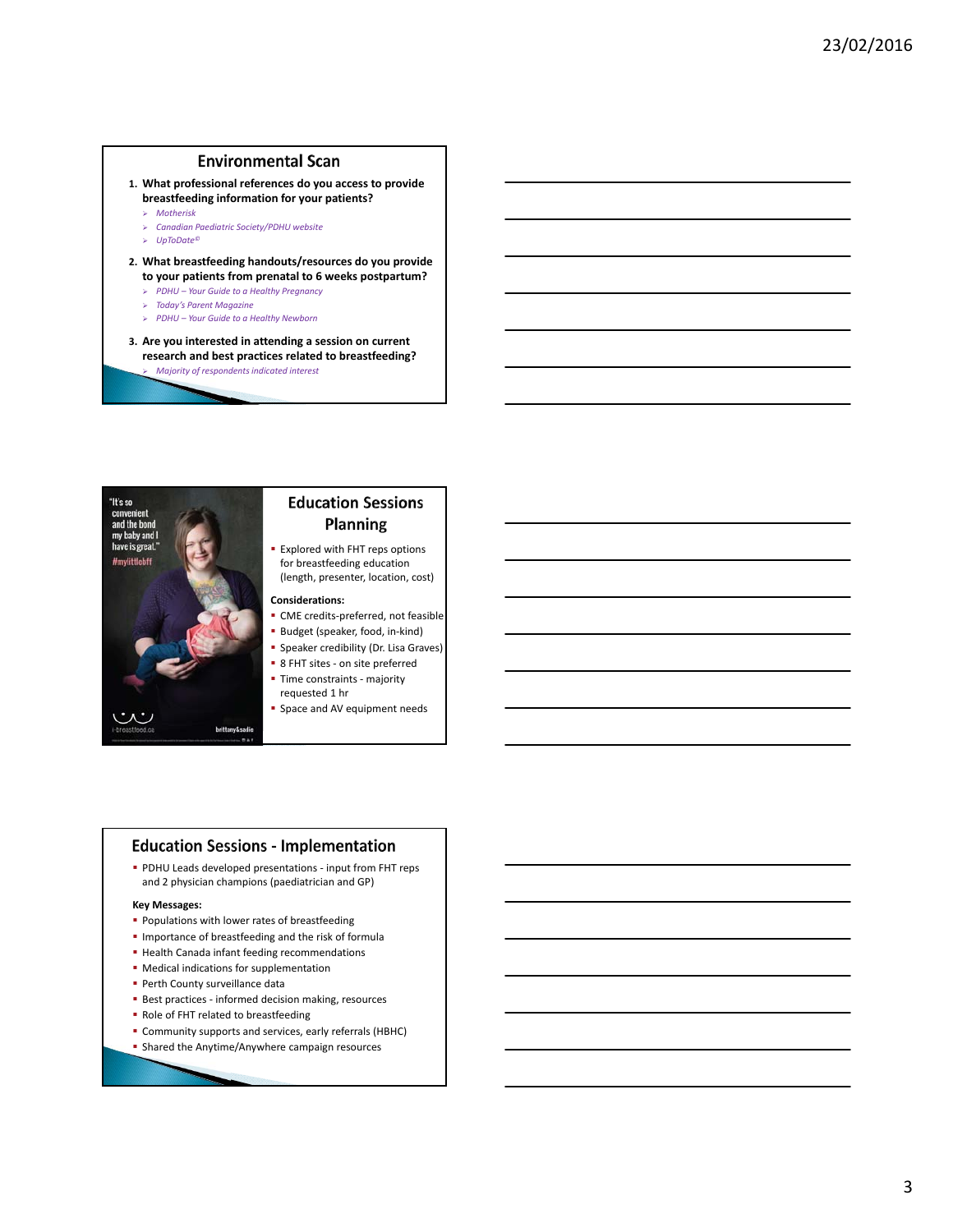## Environmental Scan

1. **What professional references do you access to provide breastfeeding information for your patients?**
   - *Motherisk*
   - *Canadian Paediatric Society/PDHU website*
   - *UpToDate©*
2. **What breastfeeding handouts/resources do you provide to your patients from prenatal to 6 weeks postpartum?**
   - *PDHU – Your Guide to a Healthy Pregnancy*
   - *Today's Parent Magazine*
   - *PDHU – Your Guide to a Healthy Newborn*
3. **Are you interested in attending a session on current research and best practices related to breastfeeding?**
   - *Majority of respondents indicated interest*

## Education Sessions Planning

- Explored with FHT reps options for breastfeeding education (length, presenter, location, cost)

**Considerations:**

- CME credits-preferred, not feasible
- Budget (speaker, food, in-kind)
- Speaker credibility (Dr. Lisa Graves)
- 8 FHT sites - on site preferred
- Time constraints - majority requested 1 hr
- Space and AV equipment needs

## Education Sessions - Implementation

- PDHU Leads developed presentations - input from FHT reps and 2 physician champions (paediatrician and GP)

**Key Messages:**

- Populations with lower rates of breastfeeding
- Importance of breastfeeding and the risk of formula
- Health Canada infant feeding recommendations
- Medical indications for supplementation
- Perth County surveillance data
- Best practices - informed decision making, resources
- Role of FHT related to breastfeeding
- Community supports and services, early referrals (HBHC)
- Shared the Anytime/Anywhere campaign resources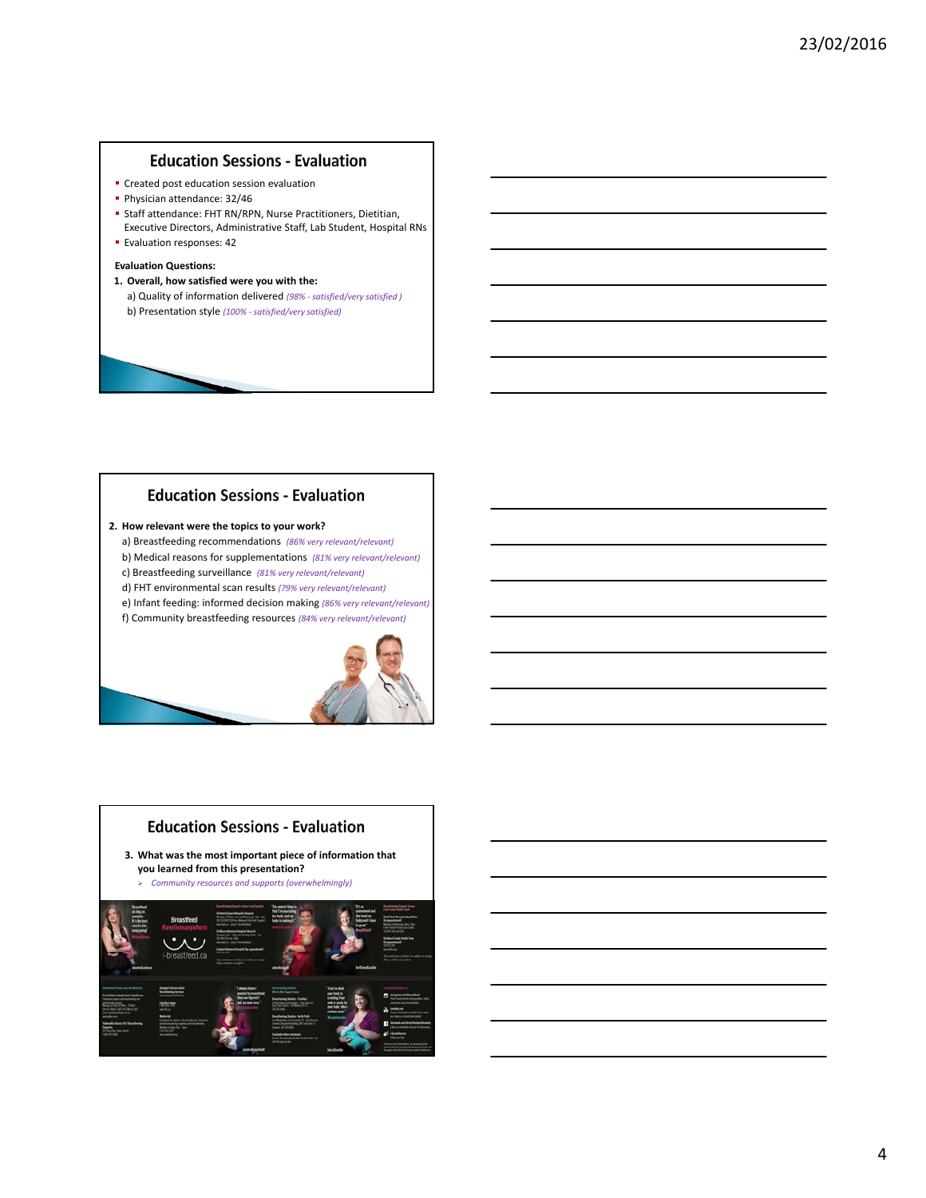## Education Sessions - Evaluation

- Created post education session evaluation
- Physician attendance: 32/46
- Staff attendance: FHT RN/RPN, Nurse Practitioners, Dietitian, Executive Directors, Administrative Staff, Lab Student, Hospital RNs
- Evaluation responses: 42

**Evaluation Questions:**

1. **Overall, how satisfied were you with the:**
   a) Quality of information delivered *(98% - satisfied/very satisfied )*
   b) Presentation style *(100% - satisfied/very satisfied)*

## Education Sessions - Evaluation

2. **How relevant were the topics to your work?**
   a) Breastfeeding recommendations *(86% very relevant/relevant)*
   b) Medical reasons for supplementations *(81% very relevant/relevant)*
   c) Breastfeeding surveillance *(81% very relevant/relevant)*
   d) FHT environmental scan results *(79% very relevant/relevant)*
   e) Infant feeding: informed decision making *(86% very relevant/relevant)*
   f) Community breastfeeding resources *(84% very relevant/relevant)*

## Education Sessions - Evaluation

3. **What was the most important piece of information that you learned from this presentation?**
   - *Community resources and supports (overwhelmingly)*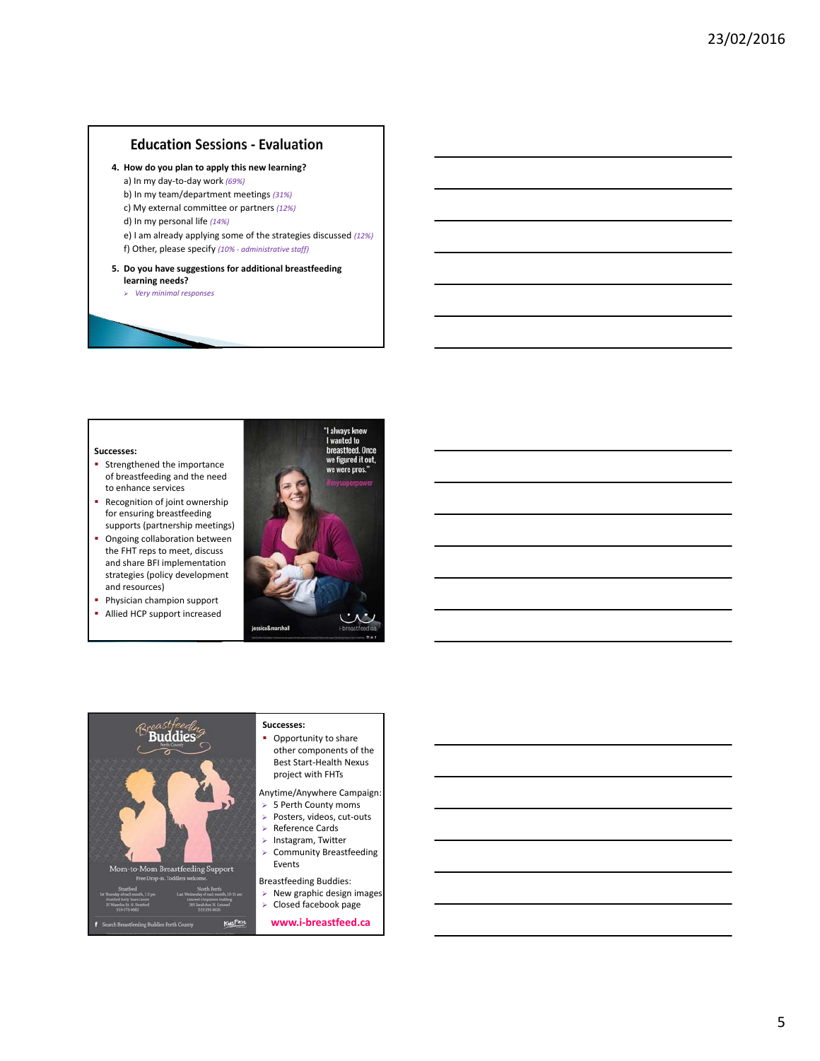## Education Sessions - Evaluation

4. **How do you plan to apply this new learning?**
   a) In my day-to-day work *(69%)*
   b) In my team/department meetings *(31%)*
   c) My external committee or partners *(12%)*
   d) In my personal life *(14%)*
   e) I am already applying some of the strategies discussed *(12%)*
   f) Other, please specify *(10% - administrative staff)*

5. **Do you have suggestions for additional breastfeeding learning needs?**
   - *Very minimal responses*

**Successes:**

- Strengthened the importance of breastfeeding and the need to enhance services
- Recognition of joint ownership for ensuring breastfeeding supports (partnership meetings)
- Ongoing collaboration between the FHT reps to meet, discuss and share BFI implementation strategies (policy development and resources)
- Physician champion support
- Allied HCP support increased

"I always knew I wanted to breastfeed. Once we figured it out, we were pros."
#mysuperpower
jessica&marshall
i-breastfeed.ca

Breastfeeding Buddies
Perth County
Mom-to-Mom Breastfeeding Support
Free Drop-in. Toddlers welcome.

**Successes:**

- Opportunity to share other components of the Best Start-Health Nexus project with FHTs

Anytime/Anywhere Campaign:

- 5 Perth County moms
- Posters, videos, cut-outs
- Reference Cards
- Instagram, Twitter
- Community Breastfeeding Events

Breastfeeding Buddies:

- New graphic design images
- Closed facebook page

**www.i-breastfeed.ca**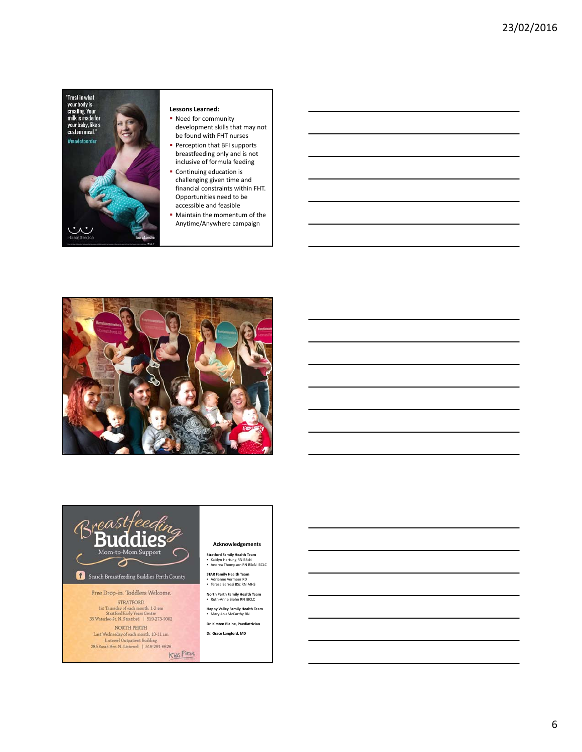**Lessons Learned:**

- Need for community development skills that may not be found with FHT nurses
- Perception that BFI supports breastfeeding only and is not inclusive of formula feeding
- Continuing education is challenging given time and financial constraints within FHT. Opportunities need to be accessible and feasible
- Maintain the momentum of the Anytime/Anywhere campaign

"Trust in what your body is creating. Your milk is made for your baby, like a custom meal."
#madetoorder

i-breastfeed.ca

**Breastfeeding Buddies**
Mom-to-Mom Support

Search Breastfeeding Buddies Perth County

Free Drop-in. Toddlers Welcome.

STRATFORD
1st Thursday of each month, 1-2 pm
Stratford Early Years Centre
35 Waterloo St. N. Stratford | 519-273-9082

NORTH PERTH
Last Wednesday of each month, 10-11 am
Listowel Outpatient Building
285 Sarah Ave. N. Listowel | 519-291-6626

Kids First

**Acknowledgements**

**Stratford Family Health Team**
- Kaitlyn Hartung RN BScN
- Andrea Thompson RN BScN IBCLC

**STAR Family Health Team**
- Adrienne Vermeer RD
- Teresa Barresi BSc RN MHS

**North Perth Family Health Team**
- Ruth-Anne Biehn RN IBCLC

**Happy Valley Family Health Team**
- Mary-Lou McCarthy RN

**Dr. Kirsten Blaine, Paediatrician**

**Dr. Grace Langford, MD**